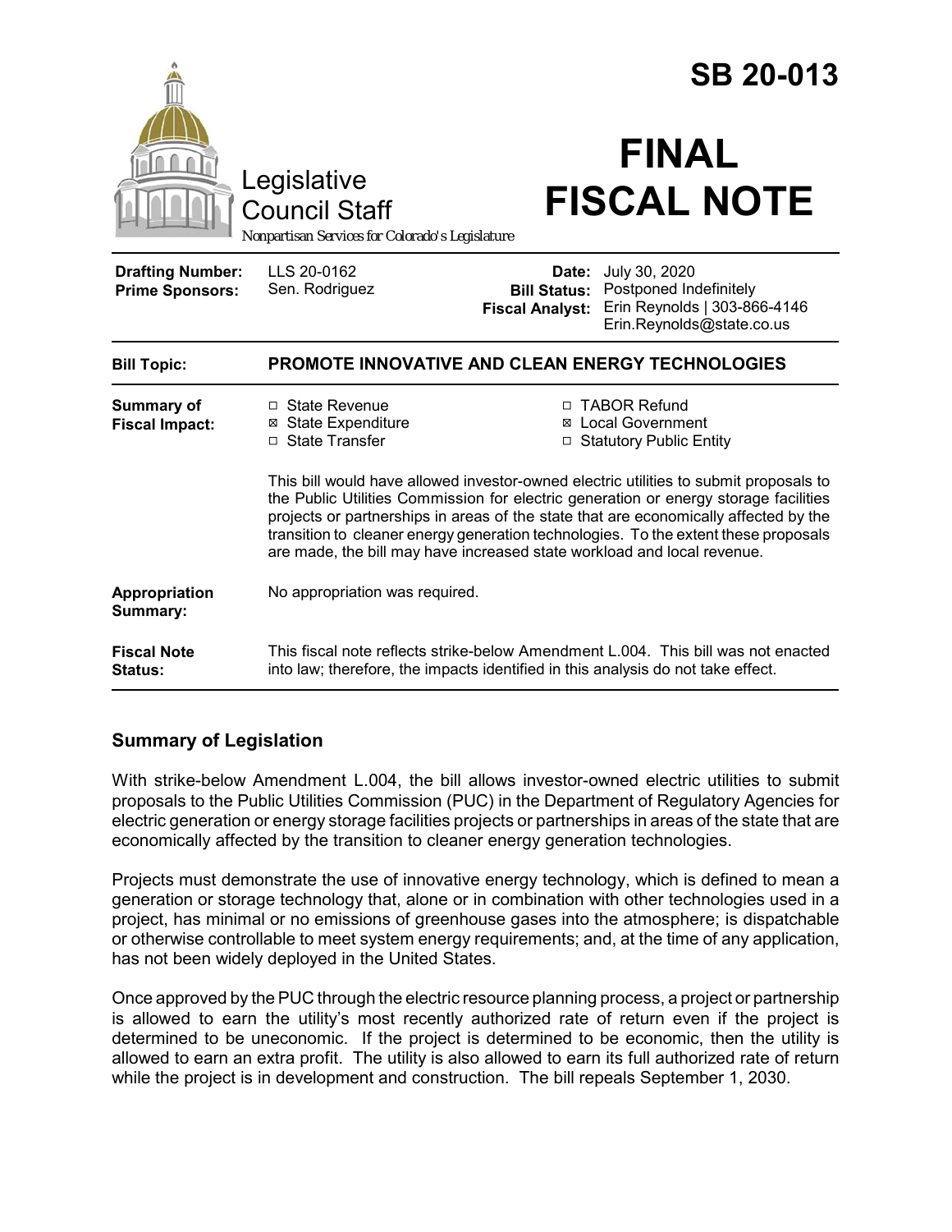# SB 20-013

Legislative Council Staff

*Nonpartisan Services for Colorado's Legislature*

# FINAL FISCAL NOTE

| | | | |
|---|---|---|---|
| **Drafting Number:** | LLS 20-0162 | **Date:** | July 30, 2020 |
| **Prime Sponsors:** | Sen. Rodriguez | **Bill Status:** | Postponed Indefinitely |
| | | **Fiscal Analyst:** | Erin Reynolds \| 303-866-4146 Erin.Reynolds@state.co.us |

| | |
|---|---|
| **Bill Topic:** | **PROMOTE INNOVATIVE AND CLEAN ENERGY TECHNOLOGIES** |
| **Summary of Fiscal Impact:** | ☐ State Revenue ☒ State Expenditure ☐ State Transfer ☐ TABOR Refund ☒ Local Government ☐ Statutory Public Entity<br><br>This bill would have allowed investor-owned electric utilities to submit proposals to the Public Utilities Commission for electric generation or energy storage facilities projects or partnerships in areas of the state that are economically affected by the transition to cleaner energy generation technologies. To the extent these proposals are made, the bill may have increased state workload and local revenue. |
| **Appropriation Summary:** | No appropriation was required. |
| **Fiscal Note Status:** | This fiscal note reflects strike-below Amendment L.004. This bill was not enacted into law; therefore, the impacts identified in this analysis do not take effect. |

## Summary of Legislation

With strike-below Amendment L.004, the bill allows investor-owned electric utilities to submit proposals to the Public Utilities Commission (PUC) in the Department of Regulatory Agencies for electric generation or energy storage facilities projects or partnerships in areas of the state that are economically affected by the transition to cleaner energy generation technologies.

Projects must demonstrate the use of innovative energy technology, which is defined to mean a generation or storage technology that, alone or in combination with other technologies used in a project, has minimal or no emissions of greenhouse gases into the atmosphere; is dispatchable or otherwise controllable to meet system energy requirements; and, at the time of any application, has not been widely deployed in the United States.

Once approved by the PUC through the electric resource planning process, a project or partnership is allowed to earn the utility's most recently authorized rate of return even if the project is determined to be uneconomic. If the project is determined to be economic, then the utility is allowed to earn an extra profit. The utility is also allowed to earn its full authorized rate of return while the project is in development and construction. The bill repeals September 1, 2030.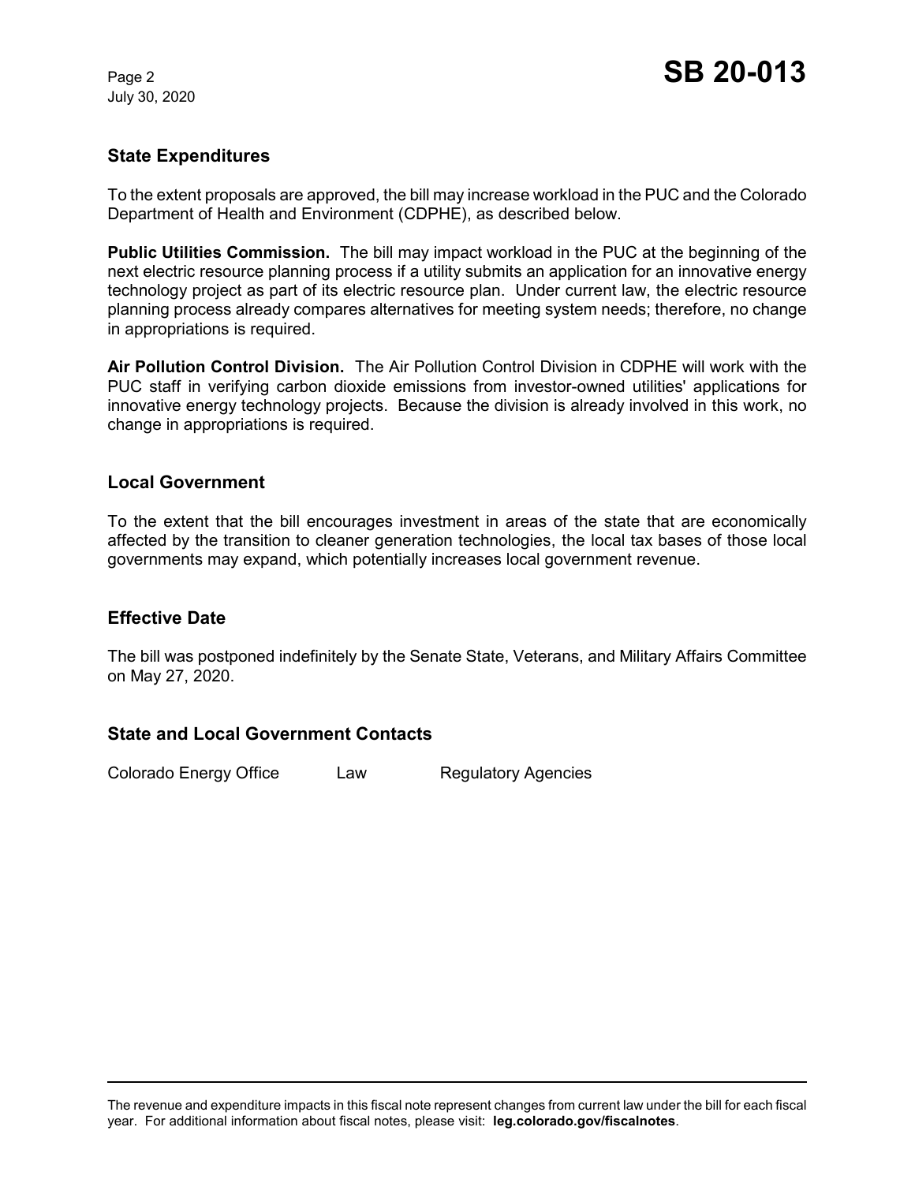## State Expenditures

To the extent proposals are approved, the bill may increase workload in the PUC and the Colorado Department of Health and Environment (CDPHE), as described below.

**Public Utilities Commission.** The bill may impact workload in the PUC at the beginning of the next electric resource planning process if a utility submits an application for an innovative energy technology project as part of its electric resource plan. Under current law, the electric resource planning process already compares alternatives for meeting system needs; therefore, no change in appropriations is required.

**Air Pollution Control Division.** The Air Pollution Control Division in CDPHE will work with the PUC staff in verifying carbon dioxide emissions from investor-owned utilities' applications for innovative energy technology projects. Because the division is already involved in this work, no change in appropriations is required.

## Local Government

To the extent that the bill encourages investment in areas of the state that are economically affected by the transition to cleaner generation technologies, the local tax bases of those local governments may expand, which potentially increases local government revenue.

## Effective Date

The bill was postponed indefinitely by the Senate State, Veterans, and Military Affairs Committee on May 27, 2020.

## State and Local Government Contacts

Colorado Energy Office    Law    Regulatory Agencies

The revenue and expenditure impacts in this fiscal note represent changes from current law under the bill for each fiscal year. For additional information about fiscal notes, please visit: **leg.colorado.gov/fiscalnotes**.